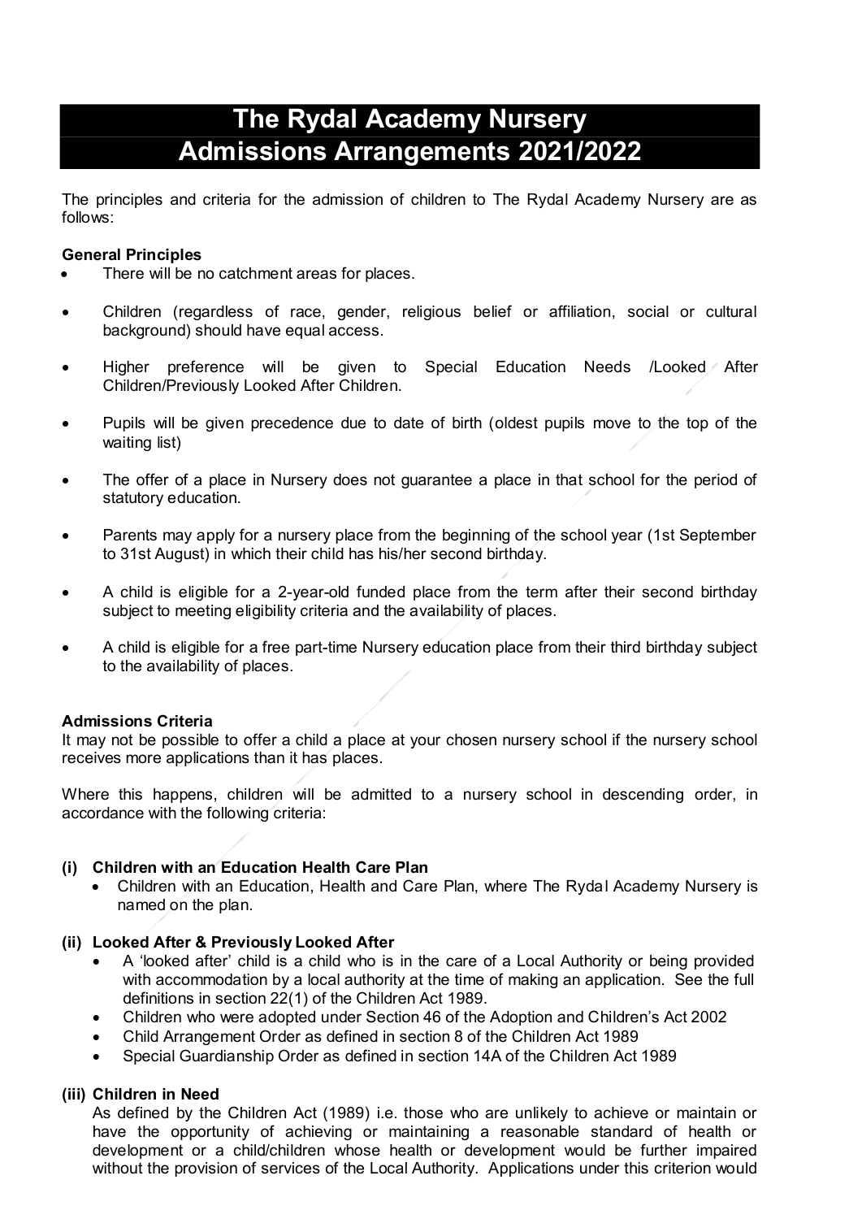# The Rydal Academy Nursery
# Admissions Arrangements 2021/2022

The principles and criteria for the admission of children to The Rydal Academy Nursery are as follows:

**General Principles**

- There will be no catchment areas for places.
- Children (regardless of race, gender, religious belief or affiliation, social or cultural background) should have equal access.
- Higher preference will be given to Special Education Needs /Looked After Children/Previously Looked After Children.
- Pupils will be given precedence due to date of birth (oldest pupils move to the top of the waiting list)
- The offer of a place in Nursery does not guarantee a place in that school for the period of statutory education.
- Parents may apply for a nursery place from the beginning of the school year (1st September to 31st August) in which their child has his/her second birthday.
- A child is eligible for a 2-year-old funded place from the term after their second birthday subject to meeting eligibility criteria and the availability of places.
- A child is eligible for a free part-time Nursery education place from their third birthday subject to the availability of places.

**Admissions Criteria**

It may not be possible to offer a child a place at your chosen nursery school if the nursery school receives more applications than it has places.

Where this happens, children will be admitted to a nursery school in descending order, in accordance with the following criteria:

**(i) Children with an Education Health Care Plan**

- Children with an Education, Health and Care Plan, where The Rydal Academy Nursery is named on the plan.

**(ii) Looked After & Previously Looked After**

- A 'looked after' child is a child who is in the care of a Local Authority or being provided with accommodation by a local authority at the time of making an application. See the full definitions in section 22(1) of the Children Act 1989.
- Children who were adopted under Section 46 of the Adoption and Children's Act 2002
- Child Arrangement Order as defined in section 8 of the Children Act 1989
- Special Guardianship Order as defined in section 14A of the Children Act 1989

**(iii) Children in Need**

As defined by the Children Act (1989) i.e. those who are unlikely to achieve or maintain or have the opportunity of achieving or maintaining a reasonable standard of health or development or a child/children whose health or development would be further impaired without the provision of services of the Local Authority. Applications under this criterion would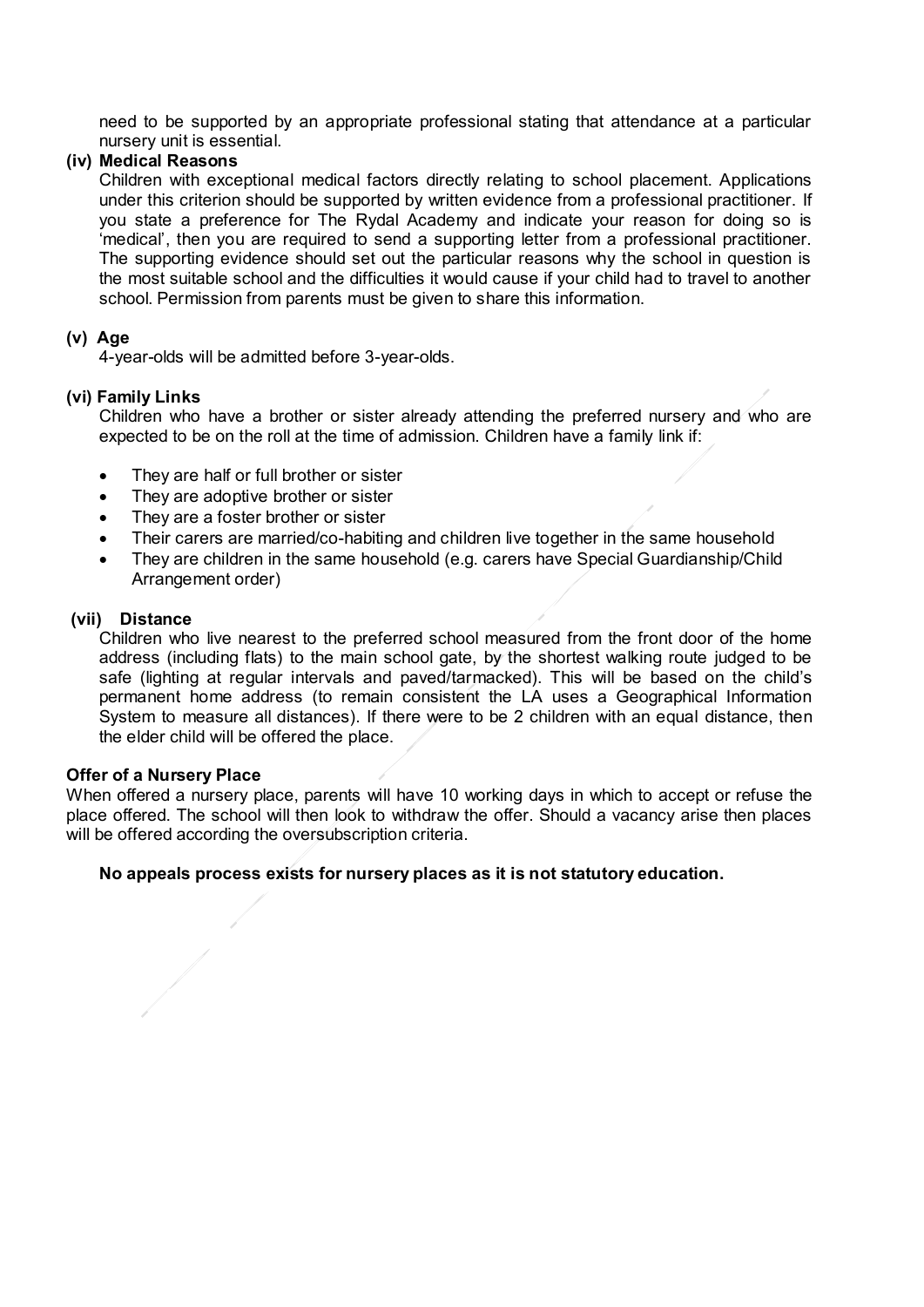need to be supported by an appropriate professional stating that attendance at a particular nursery unit is essential.

**(iv) Medical Reasons**

Children with exceptional medical factors directly relating to school placement. Applications under this criterion should be supported by written evidence from a professional practitioner. If you state a preference for The Rydal Academy and indicate your reason for doing so is 'medical', then you are required to send a supporting letter from a professional practitioner. The supporting evidence should set out the particular reasons why the school in question is the most suitable school and the difficulties it would cause if your child had to travel to another school. Permission from parents must be given to share this information.

**(v) Age**

4-year-olds will be admitted before 3-year-olds.

**(vi) Family Links**

Children who have a brother or sister already attending the preferred nursery and who are expected to be on the roll at the time of admission. Children have a family link if:

- They are half or full brother or sister
- They are adoptive brother or sister
- They are a foster brother or sister
- Their carers are married/co-habiting and children live together in the same household
- They are children in the same household (e.g. carers have Special Guardianship/Child Arrangement order)

**(vii) Distance**

Children who live nearest to the preferred school measured from the front door of the home address (including flats) to the main school gate, by the shortest walking route judged to be safe (lighting at regular intervals and paved/tarmacked). This will be based on the child's permanent home address (to remain consistent the LA uses a Geographical Information System to measure all distances). If there were to be 2 children with an equal distance, then the elder child will be offered the place.

**Offer of a Nursery Place**

When offered a nursery place, parents will have 10 working days in which to accept or refuse the place offered. The school will then look to withdraw the offer. Should a vacancy arise then places will be offered according the oversubscription criteria.

**No appeals process exists for nursery places as it is not statutory education.**